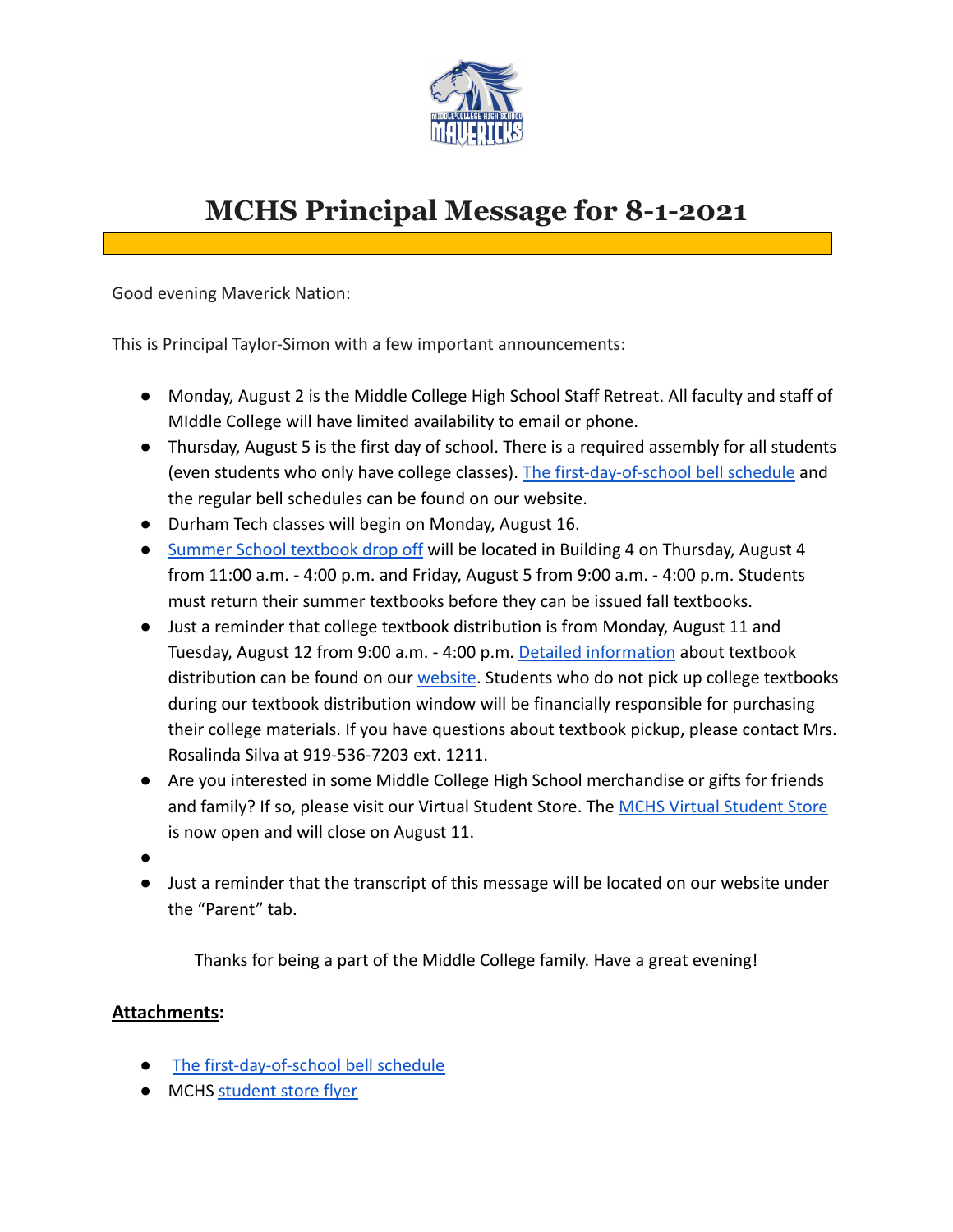# MCHS Principal Message for 8-1-2021

Good evening Maverick Nation:

This is Principal Taylor-Simon with a few important announcements:

- Monday, August 2 is the Middle College High School Staff Retreat. All faculty and staff of MIddle College will have limited availability to email or phone.
- Thursday, August 5 is the first day of school. There is a required assembly for all students (even students who only have college classes). The first-day-of-school bell schedule and the regular bell schedules can be found on our website.
- Durham Tech classes will begin on Monday, August 16.
- Summer School textbook drop off will be located in Building 4 on Thursday, August 4 from 11:00 a.m. - 4:00 p.m. and Friday, August 5 from 9:00 a.m. - 4:00 p.m. Students must return their summer textbooks before they can be issued fall textbooks.
- Just a reminder that college textbook distribution is from Monday, August 11 and Tuesday, August 12 from 9:00 a.m. - 4:00 p.m. Detailed information about textbook distribution can be found on our website. Students who do not pick up college textbooks during our textbook distribution window will be financially responsible for purchasing their college materials. If you have questions about textbook pickup, please contact Mrs. Rosalinda Silva at 919-536-7203 ext. 1211.
- Are you interested in some Middle College High School merchandise or gifts for friends and family? If so, please visit our Virtual Student Store. The MCHS Virtual Student Store is now open and will close on August 11.
- 
- Just a reminder that the transcript of this message will be located on our website under the "Parent" tab.

Thanks for being a part of the Middle College family. Have a great evening!

**Attachments:**

- The first-day-of-school bell schedule
- MCHS student store flyer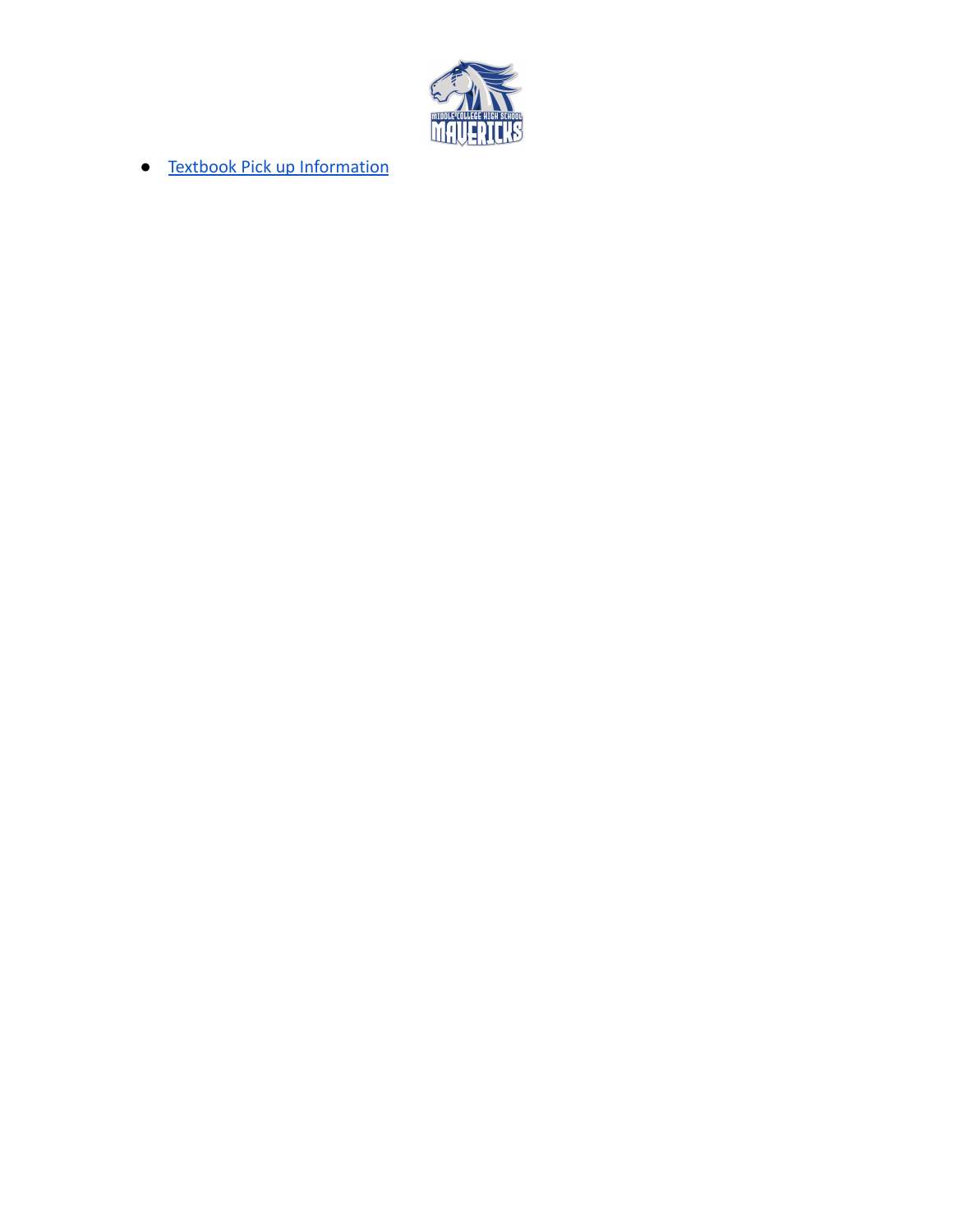- Textbook Pick up Information